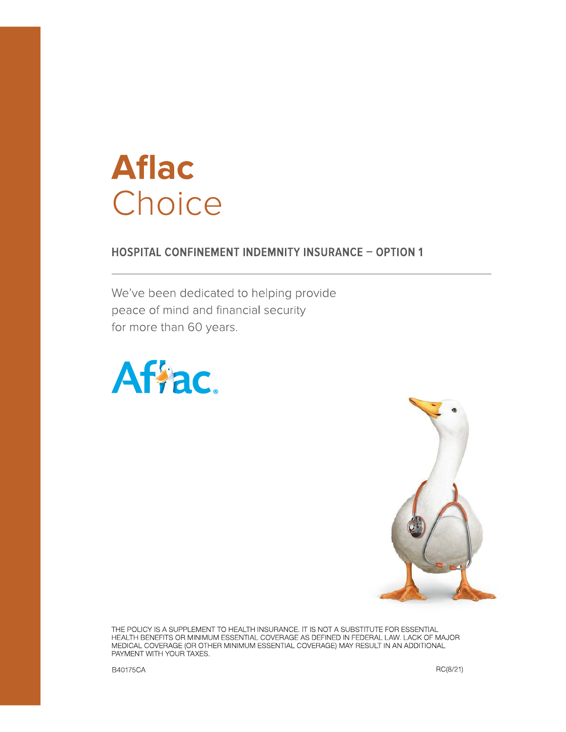# Aflac
# Choice

## HOSPITAL CONFINEMENT INDEMNITY INSURANCE – OPTION 1

We've been dedicated to helping provide peace of mind and financial security for more than 60 years.

THE POLICY IS A SUPPLEMENT TO HEALTH INSURANCE. IT IS NOT A SUBSTITUTE FOR ESSENTIAL HEALTH BENEFITS OR MINIMUM ESSENTIAL COVERAGE AS DEFINED IN FEDERAL LAW. LACK OF MAJOR MEDICAL COVERAGE (OR OTHER MINIMUM ESSENTIAL COVERAGE) MAY RESULT IN AN ADDITIONAL PAYMENT WITH YOUR TAXES.

B40175CA

RC(8/21)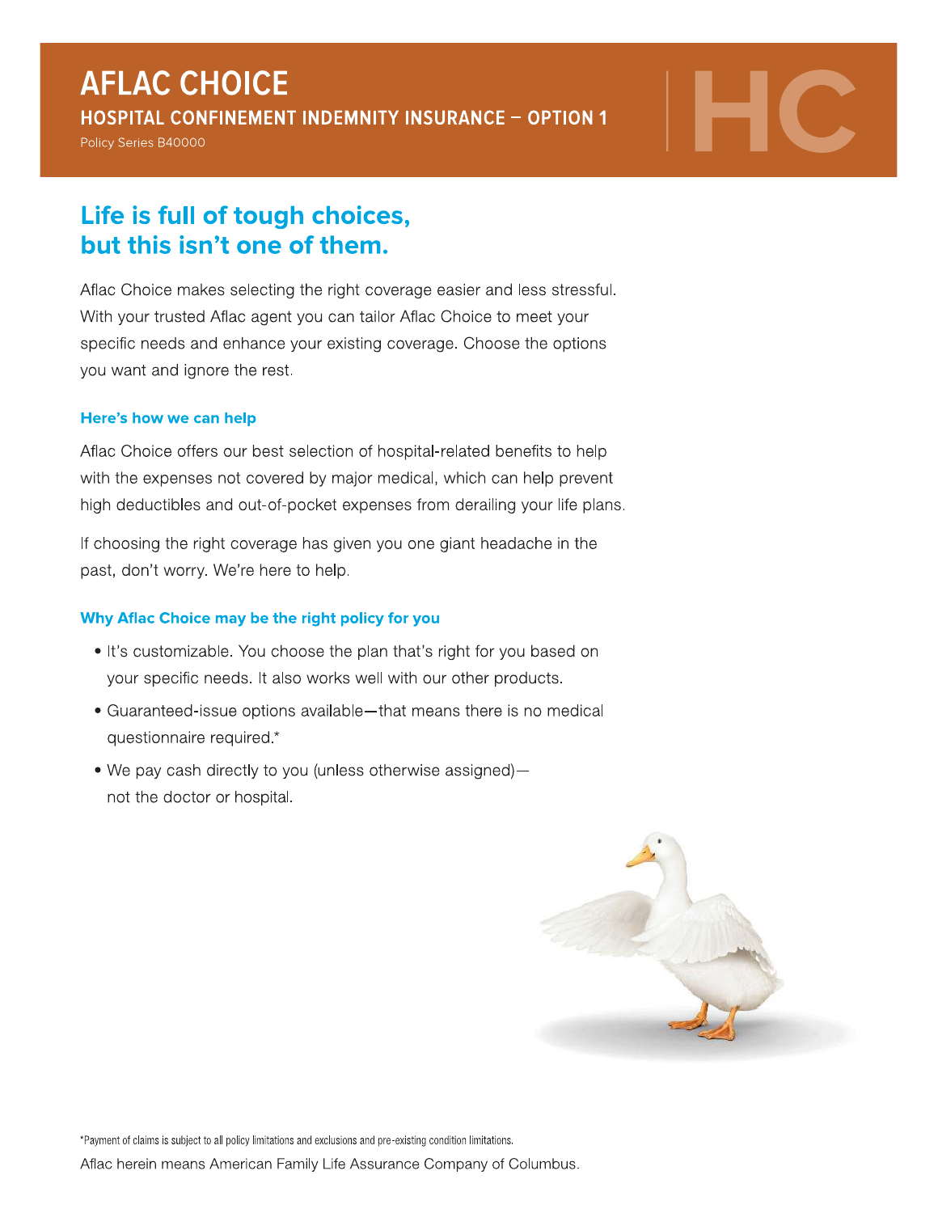# AFLAC CHOICE

## HOSPITAL CONFINEMENT INDEMNITY INSURANCE – OPTION 1

Policy Series B40000

## Life is full of tough choices, but this isn't one of them.

Aflac Choice makes selecting the right coverage easier and less stressful. With your trusted Aflac agent you can tailor Aflac Choice to meet your specific needs and enhance your existing coverage. Choose the options you want and ignore the rest.

### Here's how we can help

Aflac Choice offers our best selection of hospital-related benefits to help with the expenses not covered by major medical, which can help prevent high deductibles and out-of-pocket expenses from derailing your life plans.

If choosing the right coverage has given you one giant headache in the past, don't worry. We're here to help.

### Why Aflac Choice may be the right policy for you

- It's customizable. You choose the plan that's right for you based on your specific needs. It also works well with our other products.
- Guaranteed-issue options available—that means there is no medical questionnaire required.*
- We pay cash directly to you (unless otherwise assigned)— not the doctor or hospital.

*Payment of claims is subject to all policy limitations and exclusions and pre-existing condition limitations.

Aflac herein means American Family Life Assurance Company of Columbus.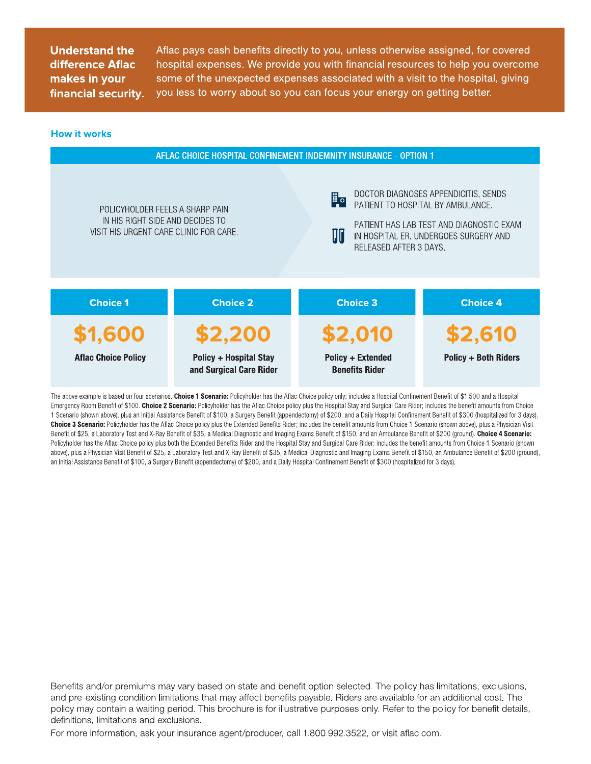**Understand the difference Aflac makes in your financial security.**

Aflac pays cash benefits directly to you, unless otherwise assigned, for covered hospital expenses. We provide you with financial resources to help you overcome some of the unexpected expenses associated with a visit to the hospital, giving you less to worry about so you can focus your energy on getting better.

## How it works

### AFLAC CHOICE HOSPITAL CONFINEMENT INDEMNITY INSURANCE - OPTION 1

POLICYHOLDER FEELS A SHARP PAIN IN HIS RIGHT SIDE AND DECIDES TO VISIT HIS URGENT CARE CLINIC FOR CARE.

DOCTOR DIAGNOSES APPENDICITIS, SENDS PATIENT TO HOSPITAL BY AMBULANCE.

PATIENT HAS LAB TEST AND DIAGNOSTIC EXAM IN HOSPITAL ER. UNDERGOES SURGERY AND RELEASED AFTER 3 DAYS.

| Choice 1 | Choice 2 | Choice 3 | Choice 4 |
|---|---|---|---|
| $1,600 | $2,200 | $2,010 | $2,610 |
| Aflac Choice Policy | Policy + Hospital Stay and Surgical Care Rider | Policy + Extended Benefits Rider | Policy + Both Riders |

The above example is based on four scenarios. **Choice 1 Scenario:** Policyholder has the Aflac Choice policy only; includes a Hospital Confinement Benefit of $1,500 and a Hospital Emergency Room Benefit of $100. **Choice 2 Scenario:** Policyholder has the Aflac Choice policy plus the Hospital Stay and Surgical Care Rider; includes the benefit amounts from Choice 1 Scenario (shown above), plus an Initial Assistance Benefit of $100, a Surgery Benefit (appendectomy) of $200, and a Daily Hospital Confinement Benefit of $300 (hospitalized for 3 days). **Choice 3 Scenario:** Policyholder has the Aflac Choice policy plus the Extended Benefits Rider; includes the benefit amounts from Choice 1 Scenario (shown above), plus a Physician Visit Benefit of $25, a Laboratory Test and X-Ray Benefit of $35, a Medical Diagnostic and Imaging Exams Benefit of $150, and an Ambulance Benefit of $200 (ground). **Choice 4 Scenario:** Policyholder has the Aflac Choice policy plus both the Extended Benefits Rider and the Hospital Stay and Surgical Care Rider; includes the benefit amounts from Choice 1 Scenario (shown above), plus a Physician Visit Benefit of $25, a Laboratory Test and X-Ray Benefit of $35, a Medical Diagnostic and Imaging Exams Benefit of $150, an Ambulance Benefit of $200 (ground), an Initial Assistance Benefit of $100, a Surgery Benefit (appendectomy) of $200, and a Daily Hospital Confinement Benefit of $300 (hospitalized for 3 days).

Benefits and/or premiums may vary based on state and benefit option selected. The policy has limitations, exclusions, and pre-existing condition limitations that may affect benefits payable. Riders are available for an additional cost. The policy may contain a waiting period. This brochure is for illustrative purposes only. Refer to the policy for benefit details, definitions, limitations and exclusions.

For more information, ask your insurance agent/producer, call 1.800.992.3522, or visit aflac.com.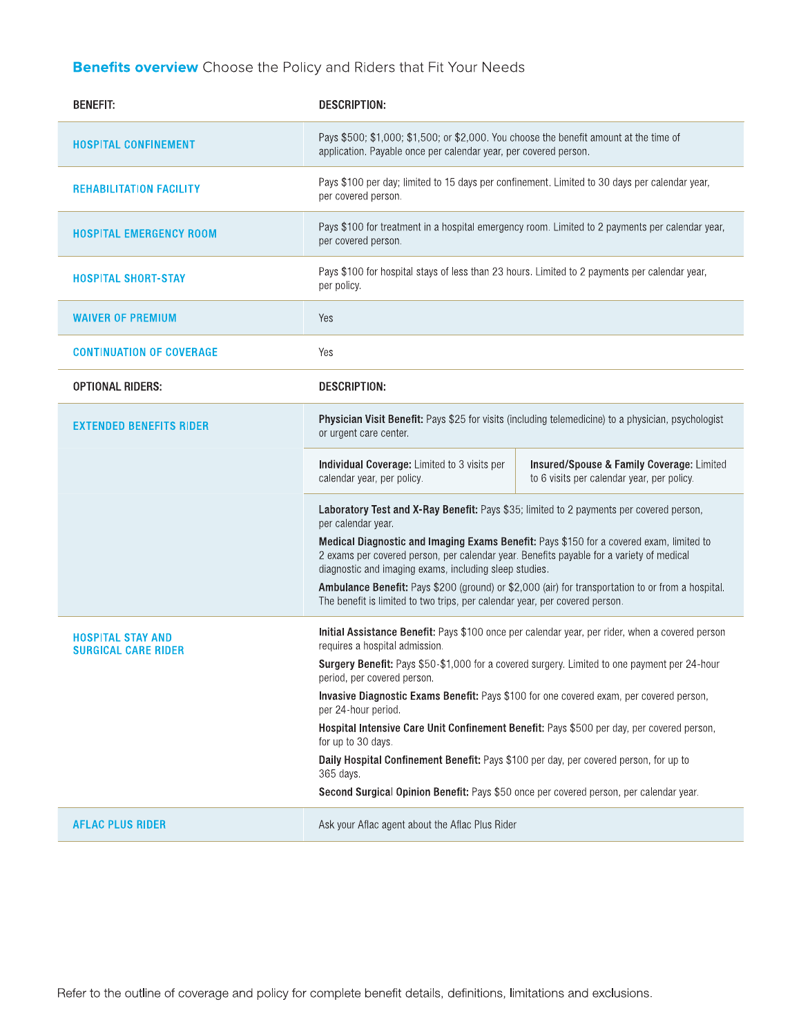## **Benefits overview** Choose the Policy and Riders that Fit Your Needs

| BENEFIT: | DESCRIPTION: |
|---|---|
| HOSPITAL CONFINEMENT | Pays $500; $1,000; $1,500; or $2,000. You choose the benefit amount at the time of application. Payable once per calendar year, per covered person. |
| REHABILITATION FACILITY | Pays $100 per day; limited to 15 days per confinement. Limited to 30 days per calendar year, per covered person. |
| HOSPITAL EMERGENCY ROOM | Pays $100 for treatment in a hospital emergency room. Limited to 2 payments per calendar year, per covered person. |
| HOSPITAL SHORT-STAY | Pays $100 for hospital stays of less than 23 hours. Limited to 2 payments per calendar year, per policy. |
| WAIVER OF PREMIUM | Yes |
| CONTINUATION OF COVERAGE | Yes |

| OPTIONAL RIDERS: | DESCRIPTION: | |
|---|---|---|
| EXTENDED BENEFITS RIDER | **Physician Visit Benefit:** Pays $25 for visits (including telemedicine) to a physician, psychologist or urgent care center. | |
| | **Individual Coverage:** Limited to 3 visits per calendar year, per policy. | **Insured/Spouse & Family Coverage:** Limited to 6 visits per calendar year, per policy. |
| | **Laboratory Test and X-Ray Benefit:** Pays $35; limited to 2 payments per covered person, per calendar year.<br>**Medical Diagnostic and Imaging Exams Benefit:** Pays $150 for a covered exam, limited to 2 exams per covered person, per calendar year. Benefits payable for a variety of medical diagnostic and imaging exams, including sleep studies.<br>**Ambulance Benefit:** Pays $200 (ground) or $2,000 (air) for transportation to or from a hospital. The benefit is limited to two trips, per calendar year, per covered person. | |
| HOSPITAL STAY AND SURGICAL CARE RIDER | **Initial Assistance Benefit:** Pays $100 once per calendar year, per rider, when a covered person requires a hospital admission.<br>**Surgery Benefit:** Pays $50-$1,000 for a covered surgery. Limited to one payment per 24-hour period, per covered person.<br>**Invasive Diagnostic Exams Benefit:** Pays $100 for one covered exam, per covered person, per 24-hour period.<br>**Hospital Intensive Care Unit Confinement Benefit:** Pays $500 per day, per covered person, for up to 30 days.<br>**Daily Hospital Confinement Benefit:** Pays $100 per day, per covered person, for up to 365 days.<br>**Second Surgical Opinion Benefit:** Pays $50 once per covered person, per calendar year. | |
| AFLAC PLUS RIDER | Ask your Aflac agent about the Aflac Plus Rider | |

Refer to the outline of coverage and policy for complete benefit details, definitions, limitations and exclusions.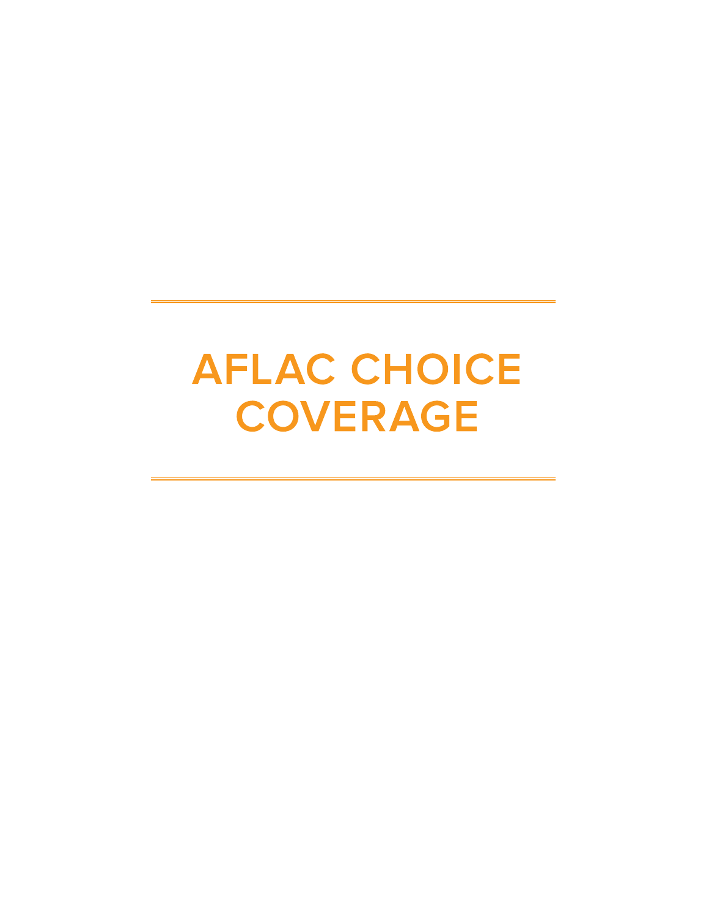# AFLAC CHOICE COVERAGE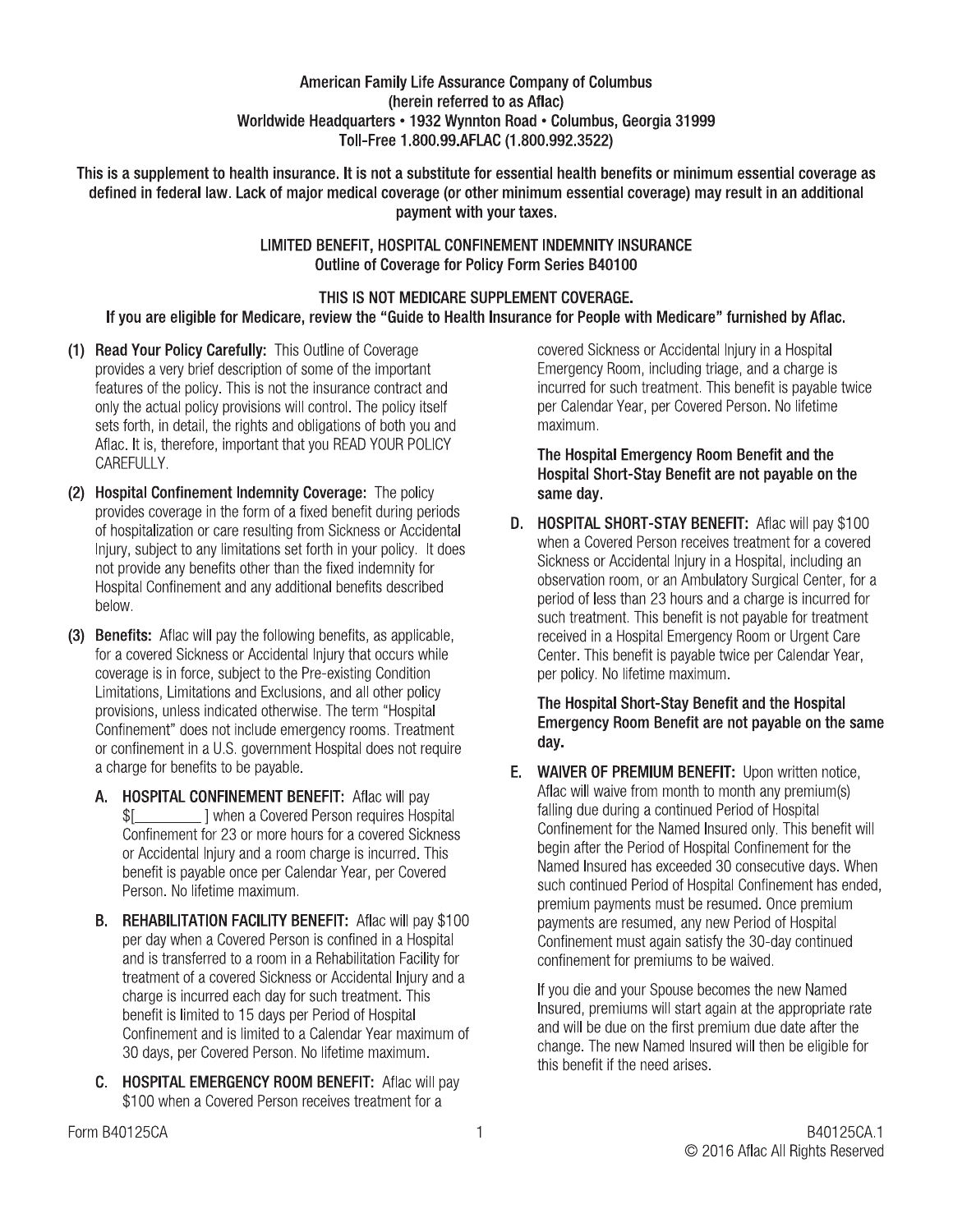American Family Life Assurance Company of Columbus
(herein referred to as Aflac)
Worldwide Headquarters • 1932 Wynnton Road • Columbus, Georgia 31999
Toll-Free 1.800.99.AFLAC (1.800.992.3522)

**This is a supplement to health insurance. It is not a substitute for essential health benefits or minimum essential coverage as defined in federal law. Lack of major medical coverage (or other minimum essential coverage) may result in an additional payment with your taxes.**

## LIMITED BENEFIT, HOSPITAL CONFINEMENT INDEMNITY INSURANCE
## Outline of Coverage for Policy Form Series B40100

**THIS IS NOT MEDICARE SUPPLEMENT COVERAGE.**
**If you are eligible for Medicare, review the "Guide to Health Insurance for People with Medicare" furnished by Aflac.**

**(1) Read Your Policy Carefully:** This Outline of Coverage provides a very brief description of some of the important features of the policy. This is not the insurance contract and only the actual policy provisions will control. The policy itself sets forth, in detail, the rights and obligations of both you and Aflac. It is, therefore, important that you READ YOUR POLICY CAREFULLY.

**(2) Hospital Confinement Indemnity Coverage:** The policy provides coverage in the form of a fixed benefit during periods of hospitalization or care resulting from Sickness or Accidental Injury, subject to any limitations set forth in your policy. It does not provide any benefits other than the fixed indemnity for Hospital Confinement and any additional benefits described below.

**(3) Benefits:** Aflac will pay the following benefits, as applicable, for a covered Sickness or Accidental Injury that occurs while coverage is in force, subject to the Pre-existing Condition Limitations, Limitations and Exclusions, and all other policy provisions, unless indicated otherwise. The term "Hospital Confinement" does not include emergency rooms. Treatment or confinement in a U.S. government Hospital does not require a charge for benefits to be payable.

**A. HOSPITAL CONFINEMENT BENEFIT:** Aflac will pay $[_________ ] when a Covered Person requires Hospital Confinement for 23 or more hours for a covered Sickness or Accidental Injury and a room charge is incurred. This benefit is payable once per Calendar Year, per Covered Person. No lifetime maximum.

**B. REHABILITATION FACILITY BENEFIT:** Aflac will pay $100 per day when a Covered Person is confined in a Hospital and is transferred to a room in a Rehabilitation Facility for treatment of a covered Sickness or Accidental Injury and a charge is incurred each day for such treatment. This benefit is limited to 15 days per Period of Hospital Confinement and is limited to a Calendar Year maximum of 30 days, per Covered Person. No lifetime maximum.

**C. HOSPITAL EMERGENCY ROOM BENEFIT:** Aflac will pay $100 when a Covered Person receives treatment for a covered Sickness or Accidental Injury in a Hospital Emergency Room, including triage, and a charge is incurred for such treatment. This benefit is payable twice per Calendar Year, per Covered Person. No lifetime maximum.

**The Hospital Emergency Room Benefit and the Hospital Short-Stay Benefit are not payable on the same day.**

**D. HOSPITAL SHORT-STAY BENEFIT:** Aflac will pay $100 when a Covered Person receives treatment for a covered Sickness or Accidental Injury in a Hospital, including an observation room, or an Ambulatory Surgical Center, for a period of less than 23 hours and a charge is incurred for such treatment. This benefit is not payable for treatment received in a Hospital Emergency Room or Urgent Care Center. This benefit is payable twice per Calendar Year, per policy. No lifetime maximum.

**The Hospital Short-Stay Benefit and the Hospital Emergency Room Benefit are not payable on the same day.**

**E. WAIVER OF PREMIUM BENEFIT:** Upon written notice, Aflac will waive from month to month any premium(s) falling due during a continued Period of Hospital Confinement for the Named Insured only. This benefit will begin after the Period of Hospital Confinement for the Named Insured has exceeded 30 consecutive days. When such continued Period of Hospital Confinement has ended, premium payments must be resumed. Once premium payments are resumed, any new Period of Hospital Confinement must again satisfy the 30-day continued confinement for premiums to be waived.

If you die and your Spouse becomes the new Named Insured, premiums will start again at the appropriate rate and will be due on the first premium due date after the change. The new Named Insured will then be eligible for this benefit if the need arises.

Form B40125CA

B40125CA.1
© 2016 Aflac All Rights Reserved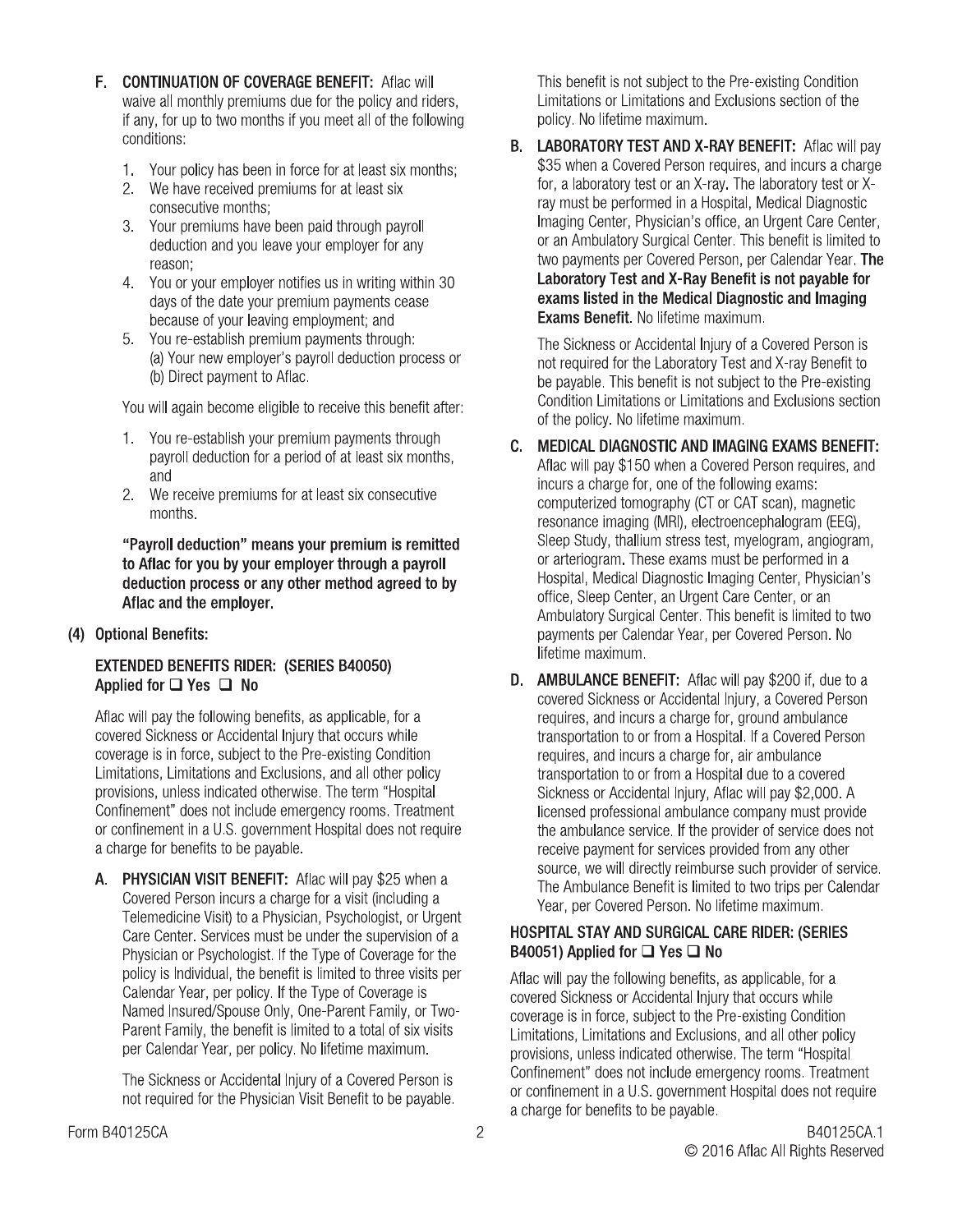**F. CONTINUATION OF COVERAGE BENEFIT:** Aflac will waive all monthly premiums due for the policy and riders, if any, for up to two months if you meet all of the following conditions:

1. Your policy has been in force for at least six months;
2. We have received premiums for at least six consecutive months;
3. Your premiums have been paid through payroll deduction and you leave your employer for any reason;
4. You or your employer notifies us in writing within 30 days of the date your premium payments cease because of your leaving employment; and
5. You re-establish premium payments through:
   (a) Your new employer's payroll deduction process or
   (b) Direct payment to Aflac.

You will again become eligible to receive this benefit after:

1. You re-establish your premium payments through payroll deduction for a period of at least six months, and
2. We receive premiums for at least six consecutive months.

**"Payroll deduction" means your premium is remitted to Aflac for you by your employer through a payroll deduction process or any other method agreed to by Aflac and the employer.**

**(4) Optional Benefits:**

**EXTENDED BENEFITS RIDER: (SERIES B40050) Applied for ❑ Yes ❑ No**

Aflac will pay the following benefits, as applicable, for a covered Sickness or Accidental Injury that occurs while coverage is in force, subject to the Pre-existing Condition Limitations, Limitations and Exclusions, and all other policy provisions, unless indicated otherwise. The term "Hospital Confinement" does not include emergency rooms. Treatment or confinement in a U.S. government Hospital does not require a charge for benefits to be payable.

**A. PHYSICIAN VISIT BENEFIT:** Aflac will pay $25 when a Covered Person incurs a charge for a visit (including a Telemedicine Visit) to a Physician, Psychologist, or Urgent Care Center. Services must be under the supervision of a Physician or Psychologist. If the Type of Coverage for the policy is Individual, the benefit is limited to three visits per Calendar Year, per policy. If the Type of Coverage is Named Insured/Spouse Only, One-Parent Family, or Two-Parent Family, the benefit is limited to a total of six visits per Calendar Year, per policy. No lifetime maximum.

The Sickness or Accidental Injury of a Covered Person is not required for the Physician Visit Benefit to be payable. This benefit is not subject to the Pre-existing Condition Limitations or Limitations and Exclusions section of the policy. No lifetime maximum.

**B. LABORATORY TEST AND X-RAY BENEFIT:** Aflac will pay $35 when a Covered Person requires, and incurs a charge for, a laboratory test or an X-ray. The laboratory test or X-ray must be performed in a Hospital, Medical Diagnostic Imaging Center, Physician's office, an Urgent Care Center, or an Ambulatory Surgical Center. This benefit is limited to two payments per Covered Person, per Calendar Year. **The Laboratory Test and X-Ray Benefit is not payable for exams listed in the Medical Diagnostic and Imaging Exams Benefit.** No lifetime maximum.

The Sickness or Accidental Injury of a Covered Person is not required for the Laboratory Test and X-ray Benefit to be payable. This benefit is not subject to the Pre-existing Condition Limitations or Limitations and Exclusions section of the policy. No lifetime maximum.

**C. MEDICAL DIAGNOSTIC AND IMAGING EXAMS BENEFIT:** Aflac will pay $150 when a Covered Person requires, and incurs a charge for, one of the following exams: computerized tomography (CT or CAT scan), magnetic resonance imaging (MRI), electroencephalogram (EEG), Sleep Study, thallium stress test, myelogram, angiogram, or arteriogram. These exams must be performed in a Hospital, Medical Diagnostic Imaging Center, Physician's office, Sleep Center, an Urgent Care Center, or an Ambulatory Surgical Center. This benefit is limited to two payments per Calendar Year, per Covered Person. No lifetime maximum.

**D. AMBULANCE BENEFIT:** Aflac will pay $200 if, due to a covered Sickness or Accidental Injury, a Covered Person requires, and incurs a charge for, ground ambulance transportation to or from a Hospital. If a Covered Person requires, and incurs a charge for, air ambulance transportation to or from a Hospital due to a covered Sickness or Accidental Injury, Aflac will pay $2,000. A licensed professional ambulance company must provide the ambulance service. If the provider of service does not receive payment for services provided from any other source, we will directly reimburse such provider of service. The Ambulance Benefit is limited to two trips per Calendar Year, per Covered Person. No lifetime maximum.

**HOSPITAL STAY AND SURGICAL CARE RIDER: (SERIES B40051) Applied for ❑ Yes ❑ No**

Aflac will pay the following benefits, as applicable, for a covered Sickness or Accidental Injury that occurs while coverage is in force, subject to the Pre-existing Condition Limitations, Limitations and Exclusions, and all other policy provisions, unless indicated otherwise. The term "Hospital Confinement" does not include emergency rooms. Treatment or confinement in a U.S. government Hospital does not require a charge for benefits to be payable.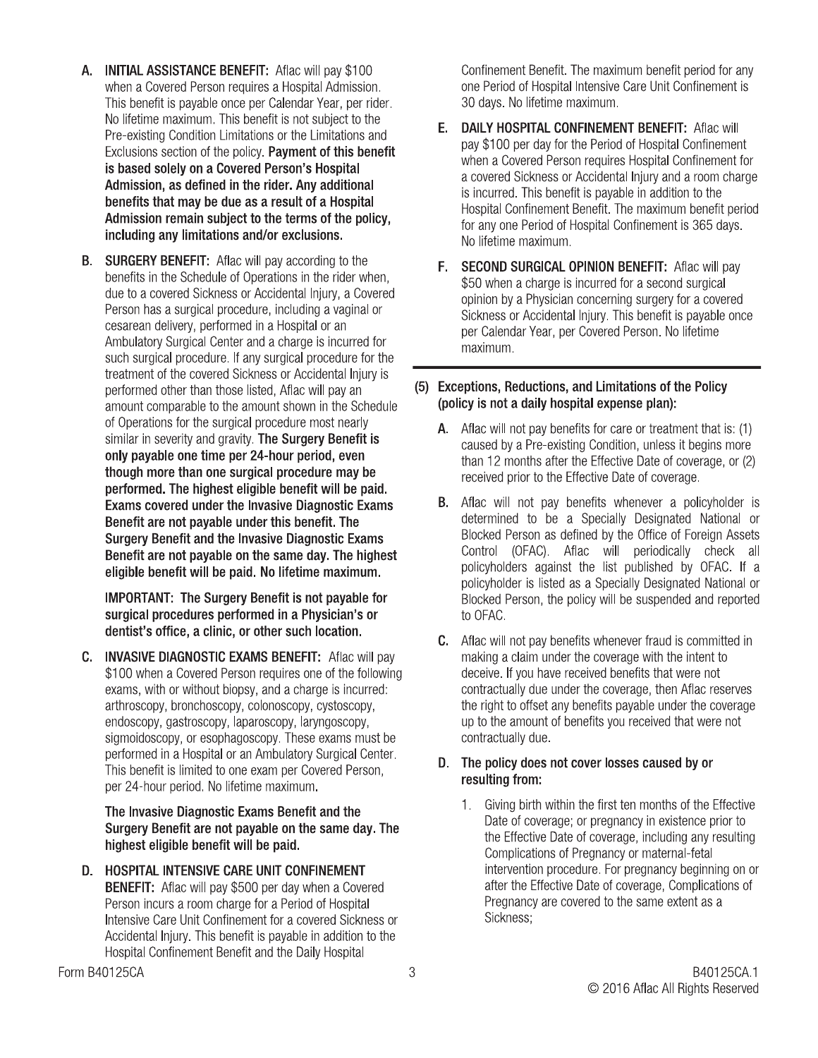A. **INITIAL ASSISTANCE BENEFIT:** Aflac will pay $100 when a Covered Person requires a Hospital Admission. This benefit is payable once per Calendar Year, per rider. No lifetime maximum. This benefit is not subject to the Pre-existing Condition Limitations or the Limitations and Exclusions section of the policy. **Payment of this benefit is based solely on a Covered Person's Hospital Admission, as defined in the rider. Any additional benefits that may be due as a result of a Hospital Admission remain subject to the terms of the policy, including any limitations and/or exclusions.**

B. **SURGERY BENEFIT:** Aflac will pay according to the benefits in the Schedule of Operations in the rider when, due to a covered Sickness or Accidental Injury, a Covered Person has a surgical procedure, including a vaginal or cesarean delivery, performed in a Hospital or an Ambulatory Surgical Center and a charge is incurred for such surgical procedure. If any surgical procedure for the treatment of the covered Sickness or Accidental Injury is performed other than those listed, Aflac will pay an amount comparable to the amount shown in the Schedule of Operations for the surgical procedure most nearly similar in severity and gravity. **The Surgery Benefit is only payable one time per 24-hour period, even though more than one surgical procedure may be performed. The highest eligible benefit will be paid. Exams covered under the Invasive Diagnostic Exams Benefit are not payable under this benefit. The Surgery Benefit and the Invasive Diagnostic Exams Benefit are not payable on the same day. The highest eligible benefit will be paid. No lifetime maximum.**

**IMPORTANT: The Surgery Benefit is not payable for surgical procedures performed in a Physician's or dentist's office, a clinic, or other such location.**

C. **INVASIVE DIAGNOSTIC EXAMS BENEFIT:** Aflac will pay $100 when a Covered Person requires one of the following exams, with or without biopsy, and a charge is incurred: arthroscopy, bronchoscopy, colonoscopy, cystoscopy, endoscopy, gastroscopy, laparoscopy, laryngoscopy, sigmoidoscopy, or esophagoscopy. These exams must be performed in a Hospital or an Ambulatory Surgical Center. This benefit is limited to one exam per Covered Person, per 24-hour period. No lifetime maximum.

**The Invasive Diagnostic Exams Benefit and the Surgery Benefit are not payable on the same day. The highest eligible benefit will be paid.**

D. **HOSPITAL INTENSIVE CARE UNIT CONFINEMENT BENEFIT:** Aflac will pay $500 per day when a Covered Person incurs a room charge for a Period of Hospital Intensive Care Unit Confinement for a covered Sickness or Accidental Injury. This benefit is payable in addition to the Hospital Confinement Benefit and the Daily Hospital Confinement Benefit. The maximum benefit period for any one Period of Hospital Intensive Care Unit Confinement is 30 days. No lifetime maximum.

E. **DAILY HOSPITAL CONFINEMENT BENEFIT:** Aflac will pay $100 per day for the Period of Hospital Confinement when a Covered Person requires Hospital Confinement for a covered Sickness or Accidental Injury and a room charge is incurred. This benefit is payable in addition to the Hospital Confinement Benefit. The maximum benefit period for any one Period of Hospital Confinement is 365 days. No lifetime maximum.

F. **SECOND SURGICAL OPINION BENEFIT:** Aflac will pay $50 when a charge is incurred for a second surgical opinion by a Physician concerning surgery for a covered Sickness or Accidental Injury. This benefit is payable once per Calendar Year, per Covered Person. No lifetime maximum.

---

## (5) Exceptions, Reductions, and Limitations of the Policy (policy is not a daily hospital expense plan):

A. Aflac will not pay benefits for care or treatment that is: (1) caused by a Pre-existing Condition, unless it begins more than 12 months after the Effective Date of coverage, or (2) received prior to the Effective Date of coverage.

B. Aflac will not pay benefits whenever a policyholder is determined to be a Specially Designated National or Blocked Person as defined by the Office of Foreign Assets Control (OFAC). Aflac will periodically check all policyholders against the list published by OFAC. If a policyholder is listed as a Specially Designated National or Blocked Person, the policy will be suspended and reported to OFAC.

C. Aflac will not pay benefits whenever fraud is committed in making a claim under the coverage with the intent to deceive. If you have received benefits that were not contractually due under the coverage, then Aflac reserves the right to offset any benefits payable under the coverage up to the amount of benefits you received that were not contractually due.

D. **The policy does not cover losses caused by or resulting from:**

1. Giving birth within the first ten months of the Effective Date of coverage; or pregnancy in existence prior to the Effective Date of coverage, including any resulting Complications of Pregnancy or maternal-fetal intervention procedure. For pregnancy beginning on or after the Effective Date of coverage, Complications of Pregnancy are covered to the same extent as a Sickness;

Form B40125CA

B40125CA.1
© 2016 Aflac All Rights Reserved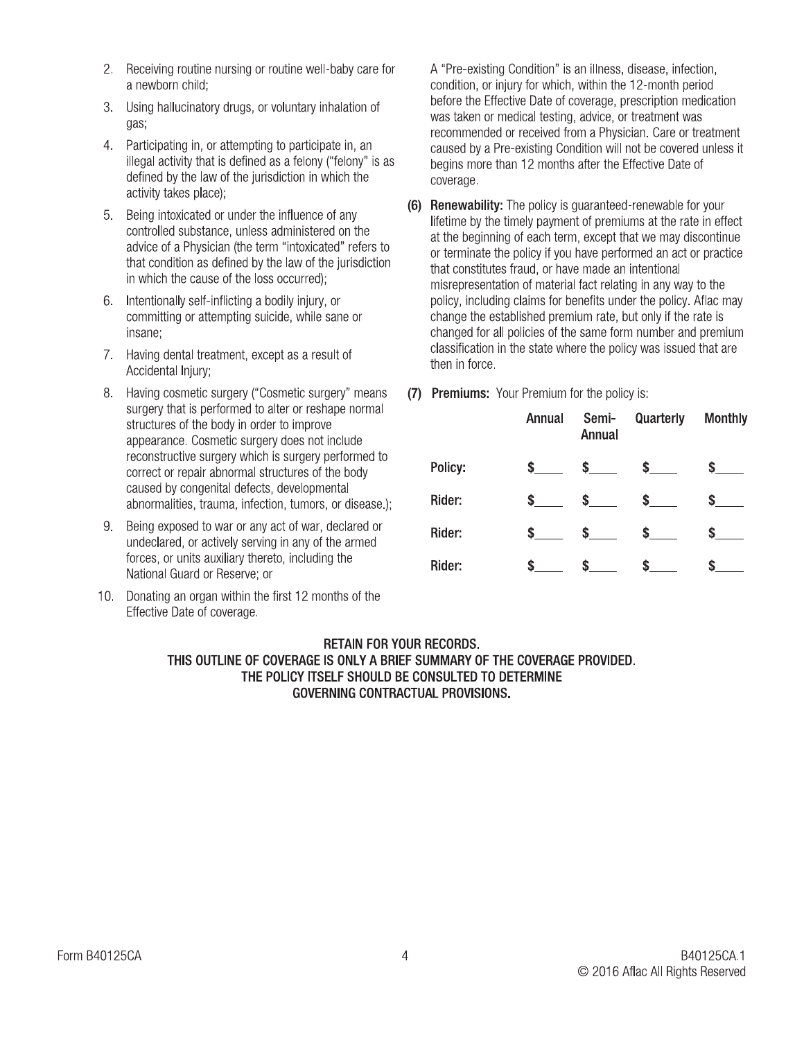2. Receiving routine nursing or routine well-baby care for a newborn child;
3. Using hallucinatory drugs, or voluntary inhalation of gas;
4. Participating in, or attempting to participate in, an illegal activity that is defined as a felony ("felony" is as defined by the law of the jurisdiction in which the activity takes place);
5. Being intoxicated or under the influence of any controlled substance, unless administered on the advice of a Physician (the term "intoxicated" refers to that condition as defined by the law of the jurisdiction in which the cause of the loss occurred);
6. Intentionally self-inflicting a bodily injury, or committing or attempting suicide, while sane or insane;
7. Having dental treatment, except as a result of Accidental Injury;
8. Having cosmetic surgery ("Cosmetic surgery" means surgery that is performed to alter or reshape normal structures of the body in order to improve appearance. Cosmetic surgery does not include reconstructive surgery which is surgery performed to correct or repair abnormal structures of the body caused by congenital defects, developmental abnormalities, trauma, infection, tumors, or disease.);
9. Being exposed to war or any act of war, declared or undeclared, or actively serving in any of the armed forces, or units auxiliary thereto, including the National Guard or Reserve; or
10. Donating an organ within the first 12 months of the Effective Date of coverage.

A "Pre-existing Condition" is an illness, disease, infection, condition, or injury for which, within the 12-month period before the Effective Date of coverage, prescription medication was taken or medical testing, advice, or treatment was recommended or received from a Physician. Care or treatment caused by a Pre-existing Condition will not be covered unless it begins more than 12 months after the Effective Date of coverage.

**(6) Renewability:** The policy is guaranteed-renewable for your lifetime by the timely payment of premiums at the rate in effect at the beginning of each term, except that we may discontinue or terminate the policy if you have performed an act or practice that constitutes fraud, or have made an intentional misrepresentation of material fact relating in any way to the policy, including claims for benefits under the policy. Aflac may change the established premium rate, but only if the rate is changed for all policies of the same form number and premium classification in the state where the policy was issued that are then in force.

**(7) Premiums:** Your Premium for the policy is:

| | Annual | Semi-Annual | Quarterly | Monthly |
|---|---|---|---|---|
| **Policy:** | $____ | $____ | $____ | $____ |
| **Rider:** | $____ | $____ | $____ | $____ |
| **Rider:** | $____ | $____ | $____ | $____ |
| **Rider:** | $____ | $____ | $____ | $____ |

**RETAIN FOR YOUR RECORDS.**
**THIS OUTLINE OF COVERAGE IS ONLY A BRIEF SUMMARY OF THE COVERAGE PROVIDED. THE POLICY ITSELF SHOULD BE CONSULTED TO DETERMINE GOVERNING CONTRACTUAL PROVISIONS.**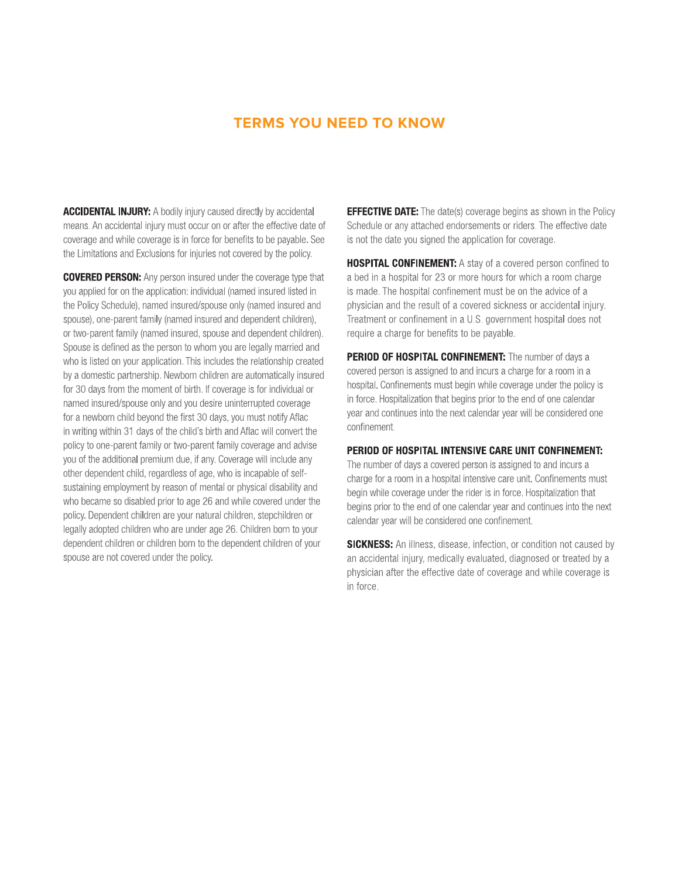## TERMS YOU NEED TO KNOW

**ACCIDENTAL INJURY:** A bodily injury caused directly by accidental means. An accidental injury must occur on or after the effective date of coverage and while coverage is in force for benefits to be payable. See the Limitations and Exclusions for injuries not covered by the policy.

**COVERED PERSON:** Any person insured under the coverage type that you applied for on the application: individual (named insured listed in the Policy Schedule), named insured/spouse only (named insured and spouse), one-parent family (named insured and dependent children), or two-parent family (named insured, spouse and dependent children). Spouse is defined as the person to whom you are legally married and who is listed on your application. This includes the relationship created by a domestic partnership. Newborn children are automatically insured for 30 days from the moment of birth. If coverage is for individual or named insured/spouse only and you desire uninterrupted coverage for a newborn child beyond the first 30 days, you must notify Aflac in writing within 31 days of the child's birth and Aflac will convert the policy to one-parent family or two-parent family coverage and advise you of the additional premium due, if any. Coverage will include any other dependent child, regardless of age, who is incapable of self-sustaining employment by reason of mental or physical disability and who became so disabled prior to age 26 and while covered under the policy. Dependent children are your natural children, stepchildren or legally adopted children who are under age 26. Children born to your dependent children or children born to the dependent children of your spouse are not covered under the policy.

**EFFECTIVE DATE:** The date(s) coverage begins as shown in the Policy Schedule or any attached endorsements or riders. The effective date is not the date you signed the application for coverage.

**HOSPITAL CONFINEMENT:** A stay of a covered person confined to a bed in a hospital for 23 or more hours for which a room charge is made. The hospital confinement must be on the advice of a physician and the result of a covered sickness or accidental injury. Treatment or confinement in a U.S. government hospital does not require a charge for benefits to be payable.

**PERIOD OF HOSPITAL CONFINEMENT:** The number of days a covered person is assigned to and incurs a charge for a room in a hospital. Confinements must begin while coverage under the policy is in force. Hospitalization that begins prior to the end of one calendar year and continues into the next calendar year will be considered one confinement.

**PERIOD OF HOSPITAL INTENSIVE CARE UNIT CONFINEMENT:** The number of days a covered person is assigned to and incurs a charge for a room in a hospital intensive care unit. Confinements must begin while coverage under the rider is in force. Hospitalization that begins prior to the end of one calendar year and continues into the next calendar year will be considered one confinement.

**SICKNESS:** An illness, disease, infection, or condition not caused by an accidental injury, medically evaluated, diagnosed or treated by a physician after the effective date of coverage and while coverage is in force.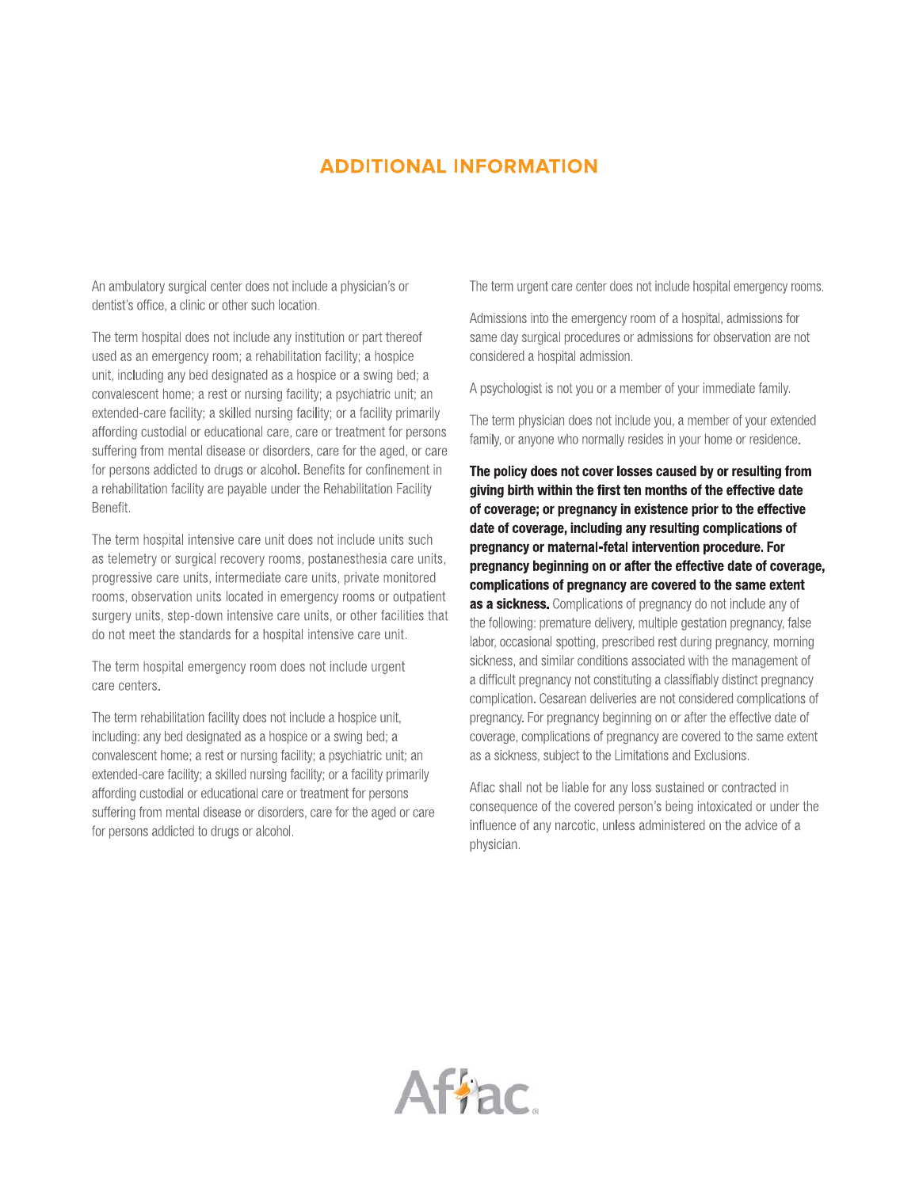## ADDITIONAL INFORMATION

An ambulatory surgical center does not include a physician's or dentist's office, a clinic or other such location.

The term hospital does not include any institution or part thereof used as an emergency room; a rehabilitation facility; a hospice unit, including any bed designated as a hospice or a swing bed; a convalescent home; a rest or nursing facility; a psychiatric unit; an extended-care facility; a skilled nursing facility; or a facility primarily affording custodial or educational care, care or treatment for persons suffering from mental disease or disorders, care for the aged, or care for persons addicted to drugs or alcohol. Benefits for confinement in a rehabilitation facility are payable under the Rehabilitation Facility Benefit.

The term hospital intensive care unit does not include units such as telemetry or surgical recovery rooms, postanesthesia care units, progressive care units, intermediate care units, private monitored rooms, observation units located in emergency rooms or outpatient surgery units, step-down intensive care units, or other facilities that do not meet the standards for a hospital intensive care unit.

The term hospital emergency room does not include urgent care centers.

The term rehabilitation facility does not include a hospice unit, including: any bed designated as a hospice or a swing bed; a convalescent home; a rest or nursing facility; a psychiatric unit; an extended-care facility; a skilled nursing facility; or a facility primarily affording custodial or educational care or treatment for persons suffering from mental disease or disorders, care for the aged or care for persons addicted to drugs or alcohol.

The term urgent care center does not include hospital emergency rooms.

Admissions into the emergency room of a hospital, admissions for same day surgical procedures or admissions for observation are not considered a hospital admission.

A psychologist is not you or a member of your immediate family.

The term physician does not include you, a member of your extended family, or anyone who normally resides in your home or residence.

**The policy does not cover losses caused by or resulting from giving birth within the first ten months of the effective date of coverage; or pregnancy in existence prior to the effective date of coverage, including any resulting complications of pregnancy or maternal-fetal intervention procedure. For pregnancy beginning on or after the effective date of coverage, complications of pregnancy are covered to the same extent as a sickness.** Complications of pregnancy do not include any of the following: premature delivery, multiple gestation pregnancy, false labor, occasional spotting, prescribed rest during pregnancy, morning sickness, and similar conditions associated with the management of a difficult pregnancy not constituting a classifiably distinct pregnancy complication. Cesarean deliveries are not considered complications of pregnancy. For pregnancy beginning on or after the effective date of coverage, complications of pregnancy are covered to the same extent as a sickness, subject to the Limitations and Exclusions.

Aflac shall not be liable for any loss sustained or contracted in consequence of the covered person's being intoxicated or under the influence of any narcotic, unless administered on the advice of a physician.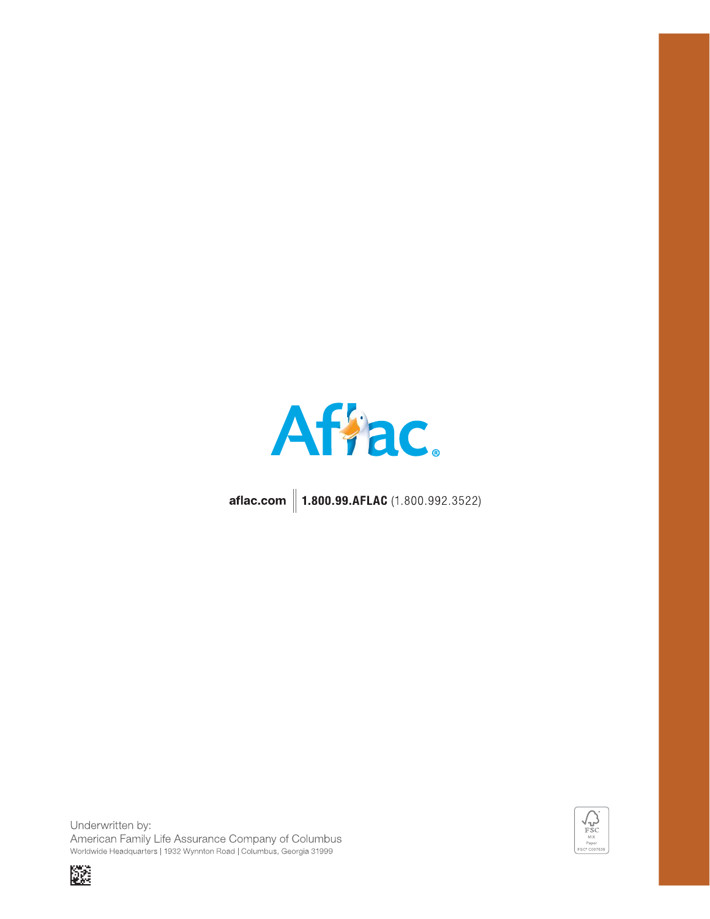Aflac®

**aflac.com** | **1.800.99.AFLAC** (1.800.992.3522)

Underwritten by:
American Family Life Assurance Company of Columbus
Worldwide Headquarters | 1932 Wynnton Road | Columbus, Georgia 31999

FSC
MIX
Paper
FSC® C007839